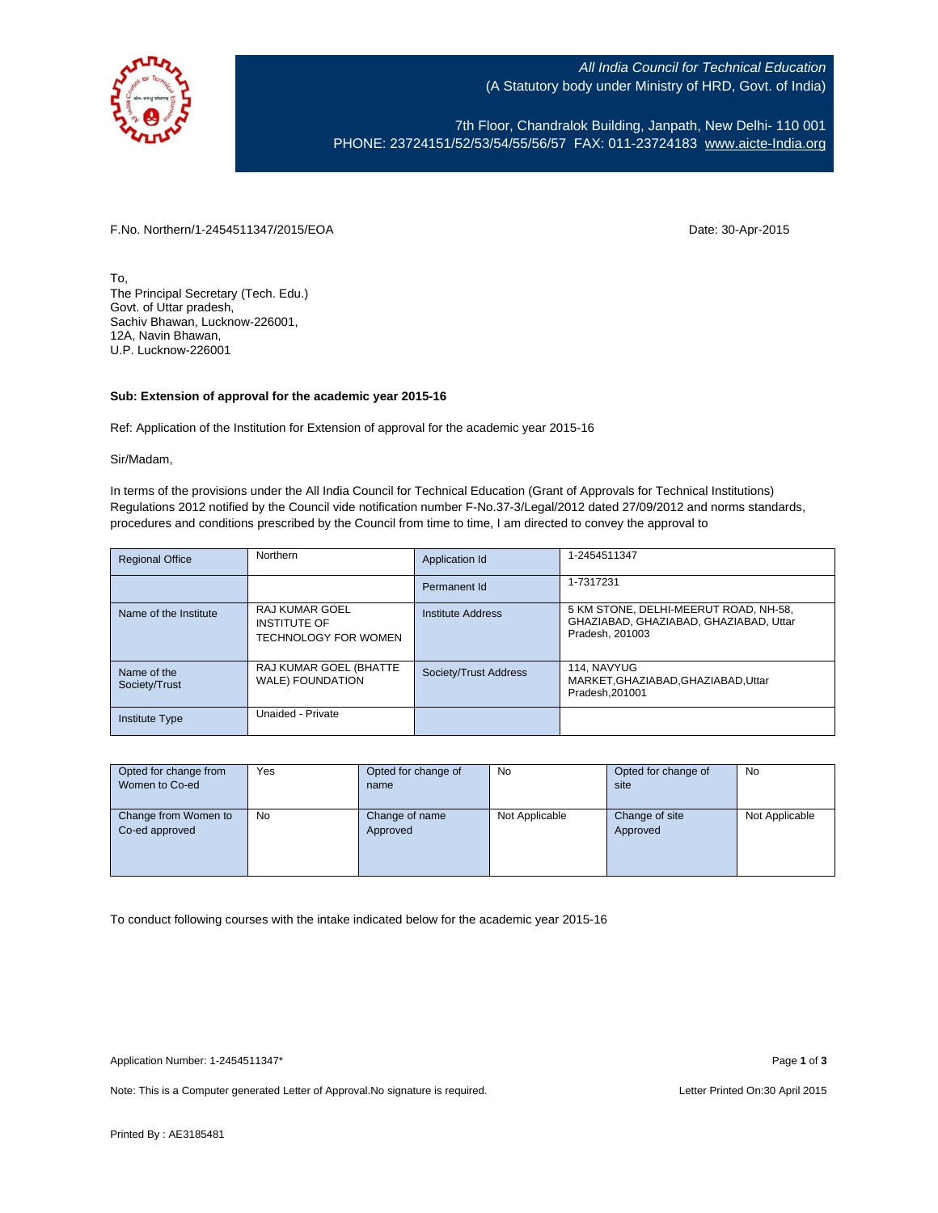All India Council for Technical Education
(A Statutory body under Ministry of HRD, Govt. of India)

7th Floor, Chandralok Building, Janpath, New Delhi- 110 001
PHONE: 23724151/52/53/54/55/56/57 FAX: 011-23724183 www.aicte-India.org

F.No. Northern/1-2454511347/2015/EOA

Date: 30-Apr-2015

To,
The Principal Secretary (Tech. Edu.)
Govt. of Uttar pradesh,
Sachiv Bhawan, Lucknow-226001,
12A, Navin Bhawan,
U.P. Lucknow-226001

**Sub: Extension of approval for the academic year 2015-16**

Ref: Application of the Institution for Extension of approval for the academic year 2015-16

Sir/Madam,

In terms of the provisions under the All India Council for Technical Education (Grant of Approvals for Technical Institutions) Regulations 2012 notified by the Council vide notification number F-No.37-3/Legal/2012 dated 27/09/2012 and norms standards, procedures and conditions prescribed by the Council from time to time, I am directed to convey the approval to

| Regional Office | Northern | Application Id | 1-2454511347 |
|---|---|---|---|
| | | Permanent Id | 1-7317231 |
| Name of the Institute | RAJ KUMAR GOEL INSTITUTE OF TECHNOLOGY FOR WOMEN | Institute Address | 5 KM STONE, DELHI-MEERUT ROAD, NH-58, GHAZIABAD, GHAZIABAD, GHAZIABAD, Uttar Pradesh, 201003 |
| Name of the Society/Trust | RAJ KUMAR GOEL (BHATTE WALE) FOUNDATION | Society/Trust Address | 114, NAVYUG MARKET,GHAZIABAD,GHAZIABAD,Uttar Pradesh,201001 |
| Institute Type | Unaided - Private | | |

| Opted for change from Women to Co-ed | Yes | Opted for change of name | No | Opted for change of site | No |
|---|---|---|---|---|---|
| Change from Women to Co-ed approved | No | Change of name Approved | Not Applicable | Change of site Approved | Not Applicable |

To conduct following courses with the intake indicated below for the academic year 2015-16

Application Number: 1-2454511347*

Note: This is a Computer generated Letter of Approval.No signature is required.

Letter Printed On:30 April 2015

Printed By : AE3185481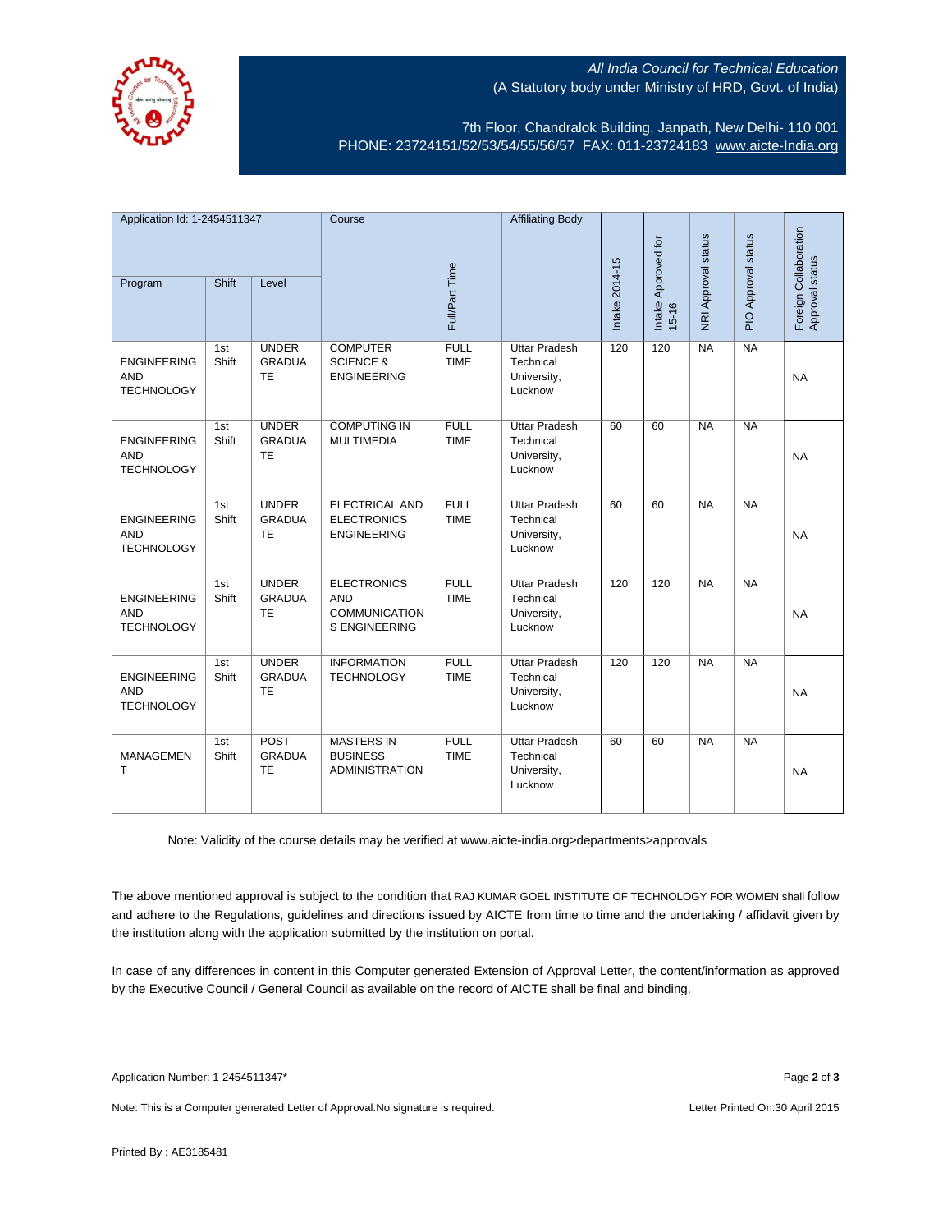All India Council for Technical Education
(A Statutory body under Ministry of HRD, Govt. of India)

7th Floor, Chandralok Building, Janpath, New Delhi- 110 001
PHONE: 23724151/52/53/54/55/56/57 FAX: 011-23724183 www.aicte-India.org

| Application Id: 1-2454511347 | | | Course | Full/Part Time | Affiliating Body | Intake 2014-15 | Intake Approved for 15-16 | NRI Approval status | PIO Approval status | Foreign Collaboration Approval status |
|---|---|---|---|---|---|---|---|---|---|---|
| Program | Shift | Level | | | | | | | | |
| ENGINEERING AND TECHNOLOGY | 1st Shift | UNDER GRADUATE | COMPUTER SCIENCE & ENGINEERING | FULL TIME | Uttar Pradesh Technical University, Lucknow | 120 | 120 | NA | NA | NA |
| ENGINEERING AND TECHNOLOGY | 1st Shift | UNDER GRADUATE | COMPUTING IN MULTIMEDIA | FULL TIME | Uttar Pradesh Technical University, Lucknow | 60 | 60 | NA | NA | NA |
| ENGINEERING AND TECHNOLOGY | 1st Shift | UNDER GRADUATE | ELECTRICAL AND ELECTRONICS ENGINEERING | FULL TIME | Uttar Pradesh Technical University, Lucknow | 60 | 60 | NA | NA | NA |
| ENGINEERING AND TECHNOLOGY | 1st Shift | UNDER GRADUATE | ELECTRONICS AND COMMUNICATIONS ENGINEERING | FULL TIME | Uttar Pradesh Technical University, Lucknow | 120 | 120 | NA | NA | NA |
| ENGINEERING AND TECHNOLOGY | 1st Shift | UNDER GRADUATE | INFORMATION TECHNOLOGY | FULL TIME | Uttar Pradesh Technical University, Lucknow | 120 | 120 | NA | NA | NA |
| MANAGEMENT | 1st Shift | POST GRADUATE | MASTERS IN BUSINESS ADMINISTRATION | FULL TIME | Uttar Pradesh Technical University, Lucknow | 60 | 60 | NA | NA | NA |

Note: Validity of the course details may be verified at www.aicte-india.org>departments>approvals

The above mentioned approval is subject to the condition that RAJ KUMAR GOEL INSTITUTE OF TECHNOLOGY FOR WOMEN shall follow and adhere to the Regulations, guidelines and directions issued by AICTE from time to time and the undertaking / affidavit given by the institution along with the application submitted by the institution on portal.

In case of any differences in content in this Computer generated Extension of Approval Letter, the content/information as approved by the Executive Council / General Council as available on the record of AICTE shall be final and binding.

Application Number: 1-2454511347*

Note: This is a Computer generated Letter of Approval.No signature is required.

Letter Printed On:30 April 2015

Printed By : AE3185481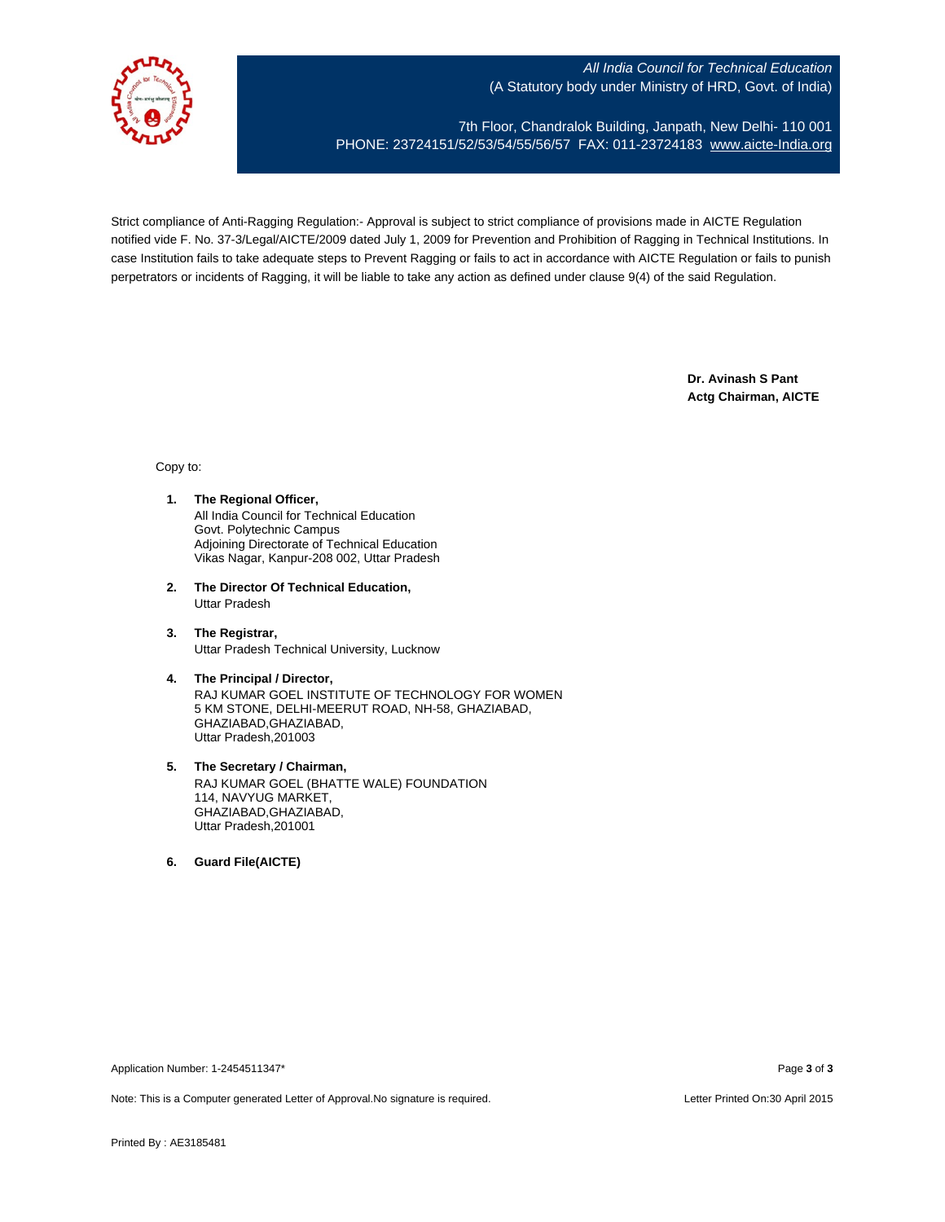*All India Council for Technical Education*
(A Statutory body under Ministry of HRD, Govt. of India)

7th Floor, Chandralok Building, Janpath, New Delhi- 110 001
PHONE: 23724151/52/53/54/55/56/57 FAX: 011-23724183 www.aicte-India.org

Strict compliance of Anti-Ragging Regulation:- Approval is subject to strict compliance of provisions made in AICTE Regulation notified vide F. No. 37-3/Legal/AICTE/2009 dated July 1, 2009 for Prevention and Prohibition of Ragging in Technical Institutions. In case Institution fails to take adequate steps to Prevent Ragging or fails to act in accordance with AICTE Regulation or fails to punish perpetrators or incidents of Ragging, it will be liable to take any action as defined under clause 9(4) of the said Regulation.

**Dr. Avinash S Pant**
**Actg Chairman, AICTE**

Copy to:

1. **The Regional Officer,**
   All India Council for Technical Education
   Govt. Polytechnic Campus
   Adjoining Directorate of Technical Education
   Vikas Nagar, Kanpur-208 002, Uttar Pradesh

2. **The Director Of Technical Education,**
   Uttar Pradesh

3. **The Registrar,**
   Uttar Pradesh Technical University, Lucknow

4. **The Principal / Director,**
   RAJ KUMAR GOEL INSTITUTE OF TECHNOLOGY FOR WOMEN
   5 KM STONE, DELHI-MEERUT ROAD, NH-58, GHAZIABAD,
   GHAZIABAD,GHAZIABAD,
   Uttar Pradesh,201003

5. **The Secretary / Chairman,**
   RAJ KUMAR GOEL (BHATTE WALE) FOUNDATION
   114, NAVYUG MARKET,
   GHAZIABAD,GHAZIABAD,
   Uttar Pradesh,201001

6. **Guard File(AICTE)**

Application Number: 1-2454511347*

Note: This is a Computer generated Letter of Approval.No signature is required.

Letter Printed On:30 April 2015

Printed By : AE3185481